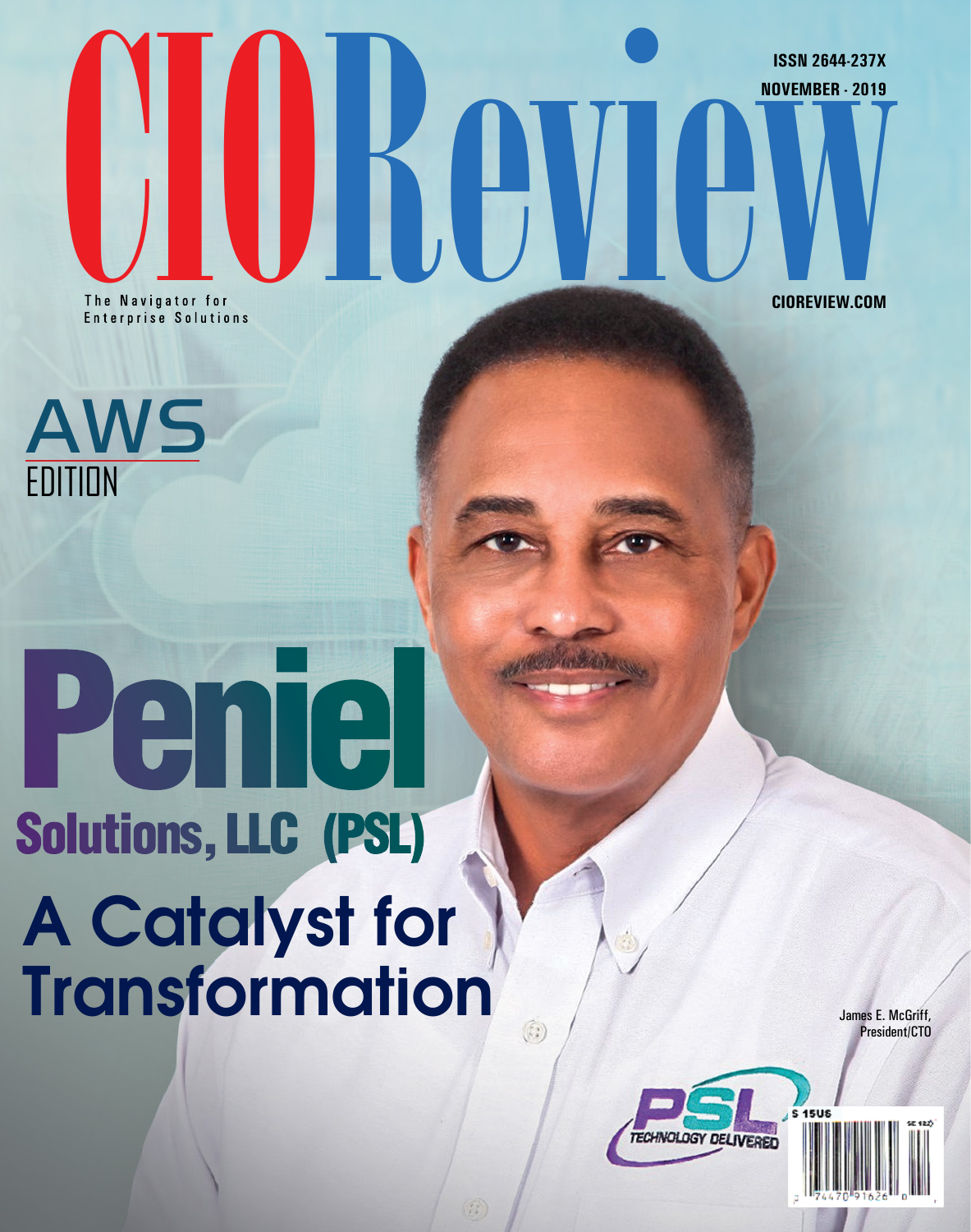# CIOReview

The Navigator for Enterprise Solutions

ISSN 2644-237X

NOVEMBER - 2019

CIOREVIEW.COM

AWS EDITION

# Peniel Solutions, LLC (PSL)

## A Catalyst for Transformation

James E. McGriff, President/CTO

PSL TECHNOLOGY DELIVERED

$ 15US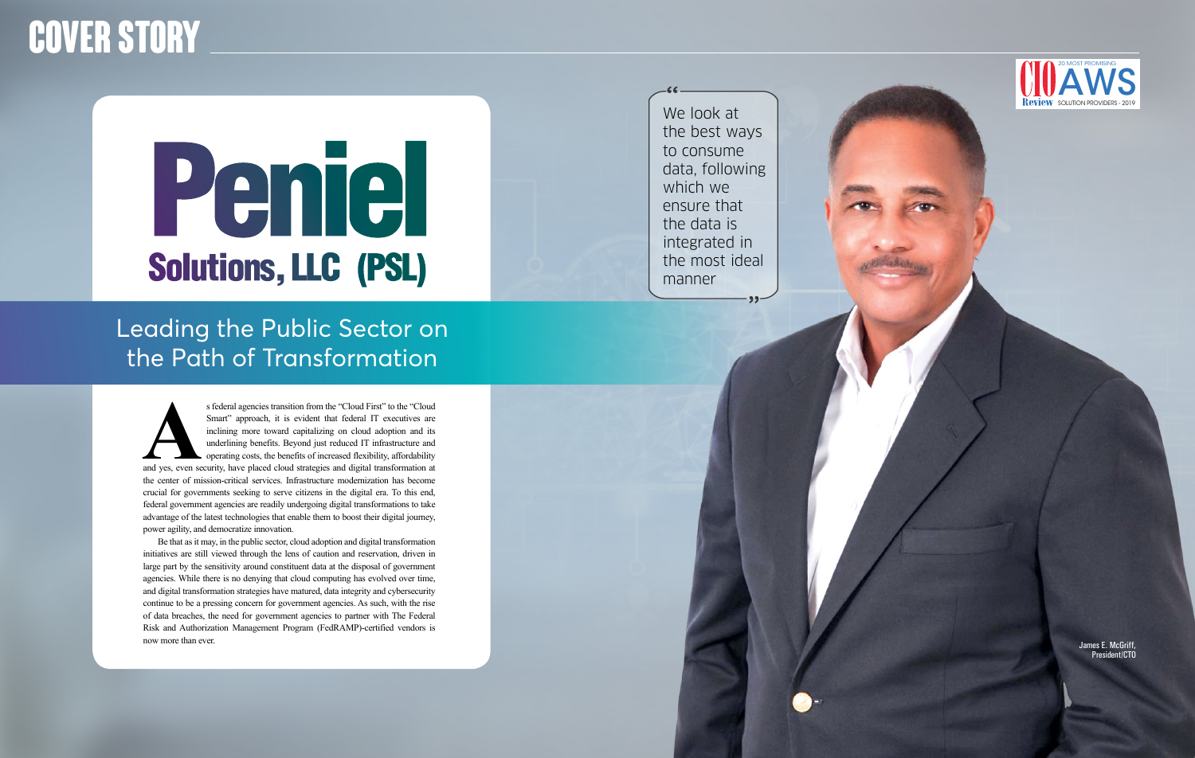# Peniel Solutions, LLC (PSL)

## Leading the Public Sector on the Path of Transformation

> We look at the best ways to consume data, following which we ensure that the data is integrated in the most ideal manner

James E. McGriff, President/CTO

As federal agencies transition from the "Cloud First" to the "Cloud Smart" approach, it is evident that federal IT executives are inclining more toward capitalizing on cloud adoption and its underlining benefits. Beyond just reduced IT infrastructure and operating costs, the benefits of increased flexibility, affordability and yes, even security, have placed cloud strategies and digital transformation at the center of mission-critical services. Infrastructure modernization has become crucial for governments seeking to serve citizens in the digital era. To this end, federal government agencies are readily undergoing digital transformations to take advantage of the latest technologies that enable them to boost their digital journey, power agility, and democratize innovation.

Be that as it may, in the public sector, cloud adoption and digital transformation initiatives are still viewed through the lens of caution and reservation, driven in large part by the sensitivity around constituent data at the disposal of government agencies. While there is no denying that cloud computing has evolved over time, and digital transformation strategies have matured, data integrity and cybersecurity continue to be a pressing concern for government agencies. As such, with the rise of data breaches, the need for government agencies to partner with The Federal Risk and Authorization Management Program (FedRAMP)-certified vendors is now more than ever.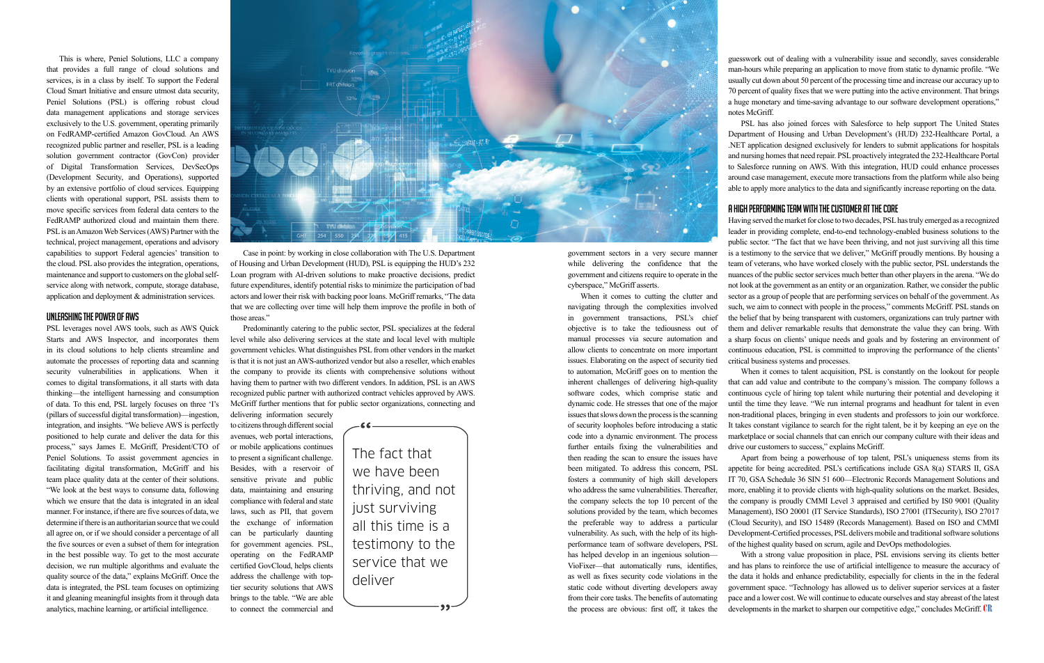This is where, Peniel Solutions, LLC a company that provides a full range of cloud solutions and services, is in a class by itself. To support the Federal Cloud Smart Initiative and ensure utmost data security, Peniel Solutions (PSL) is offering robust cloud data management applications and storage services exclusively to the U.S. government, operating primarily on FedRAMP-certified Amazon GovCloud. An AWS recognized public partner and reseller, PSL is a leading solution government contractor (GovCon) provider of Digital Transformation Services, DevSecOps (Development Security, and Operations), supported by an extensive portfolio of cloud services. Equipping clients with operational support, PSL assists them to move specific services from federal data centers to the FedRAMP authorized cloud and maintain them there. PSL is an Amazon Web Services (AWS) Partner with the technical, project management, operations and advisory capabilities to support Federal agencies' transition to the cloud. PSL also provides the integration, operations, maintenance and support to customers on the global self-service along with network, compute, storage database, application and deployment & administration services.

## Unleashing the Power of AWS

PSL leverages novel AWS tools, such as AWS Quick Starts and AWS Inspector, and incorporates them in its cloud solutions to help clients streamline and automate the processes of reporting data and scanning security vulnerabilities in applications. When it comes to digital transformations, it all starts with data thinking—the intelligent harnessing and consumption of data. To this end, PSL largely focuses on three 'I's (pillars of successful digital transformation)—ingestion, integration, and insights. "We believe AWS is perfectly positioned to help curate and deliver the data for this process," says James E. McGriff, President/CTO of Peniel Solutions. To assist government agencies in facilitating digital transformation, McGriff and his team place quality data at the center of their solutions. "We look at the best ways to consume data, following which we ensure that the data is integrated in an ideal manner. For instance, if there are five sources of data, we determine if there is an authoritarian source that we could all agree on, or if we should consider a percentage of all the five sources or even a subset of them for integration in the best possible way. To get to the most accurate decision, we run multiple algorithms and evaluate the quality source of the data," explains McGriff. Once the data is integrated, the PSL team focuses on optimizing it and gleaning meaningful insights from it through data analytics, machine learning, or artificial intelligence.

Case in point: by working in close collaboration with The U.S. Department of Housing and Urban Development (HUD), PSL is equipping the HUD's 232 Loan program with AI-driven solutions to make proactive decisions, predict future expenditures, identify potential risks to minimize the participation of bad actors and lower their risk with backing poor loans. McGriff remarks, "The data that we are collecting over time will help them improve the profile in both of those areas."

Predominantly catering to the public sector, PSL specializes at the federal level while also delivering services at the state and local level with multiple government vehicles. What distinguishes PSL from other vendors in the market is that it is not just an AWS-authorized vendor but also a reseller, which enables the company to provide its clients with comprehensive solutions without having them to partner with two different vendors. In addition, PSL is an AWS recognized public partner with authorized contract vehicles approved by AWS. McGriff further mentions that for public sector organizations, connecting and delivering information securely to citizens through different social avenues, web portal interactions, or mobile applications continues to present a significant challenge. Besides, with a reservoir of sensitive private and public data, maintaining and ensuring compliance with federal and state laws, such as PII, that govern the exchange of information can be particularly daunting for government agencies. PSL, operating on the FedRAMP certified GovCloud, helps clients address the challenge with top-tier security solutions that AWS brings to the table. "We are able to connect the commercial and government sectors in a very secure manner while delivering the confidence that the government and its citizens require to operate in the cyberspace," McGriff asserts.

> "The fact that we have been thriving, and not just surviving all this time is a testimony to the service that we deliver"

When it comes to cutting the clutter and navigating through the complexities involved in government transactions, PSL's chief objective is to take the tediousness out of manual processes via secure automation and allow clients to concentrate on more important issues. Elaborating on the aspect of security tied to automation, McGriff goes on to mention the inherent challenges of delivering high-quality software codes, which comprise static and dynamic code. He stresses that one of the major issues that slows down the process is the scanning of security loopholes before introducing a static code into a dynamic environment. The process further entails fixing the vulnerabilities and then reading the scan to ensure the issues have been mitigated. To address this concern, PSL fosters a community of high skill developers who address the same vulnerabilities. Thereafter, the company selects the top 10 percent of the solutions provided by the team, which becomes the preferable way to address a particular vulnerability. As such, with the help of its high-performance team of software developers, PSL has helped develop in an ingenious solution—VioFixer—that automatically runs, identifies, as well as fixes security violations in the static code without diverting developers away from their core tasks. The benefits of automating the process are obvious: first off, it takes the guesswork out of dealing with a vulnerability issue and secondly, saves considerable man-hours while preparing an application to move from static to dynamic profile. "We usually cut down about 50 percent of the processing time and increase our accuracy up to 70 percent of quality fixes that we were putting into the active environment. That brings a huge monetary and time-saving advantage to our software development operations," notes McGriff.

PSL has also joined forces with Salesforce to help support The United States Department of Housing and Urban Development's (HUD) 232-Healthcare Portal, a .NET application designed exclusively for lenders to submit applications for hospitals and nursing homes that need repair. PSL proactively integrated the 232-Healthcare Portal to Salesforce running on AWS. With this integration, HUD could enhance processes around case management, execute more transactions from the platform while also being able to apply more analytics to the data and significantly increase reporting on the data.

## A High Performing Team with the Customer at the Core

Having served the market for close to two decades, PSL has truly emerged as a recognized leader in providing complete, end-to-end technology-enabled business solutions to the public sector. "The fact that we have been thriving, and not just surviving all this time is a testimony to the service that we deliver," McGriff proudly mentions. By housing a team of veterans, who have worked closely with the public sector, PSL understands the nuances of the public sector services much better than other players in the arena. "We do not look at the government as an entity or an organization. Rather, we consider the public sector as a group of people that are performing services on behalf of the government. As such, we aim to connect with people in the process," comments McGriff. PSL stands on the belief that by being transparent with customers, organizations can truly partner with them and deliver remarkable results that demonstrate the value they can bring. With a sharp focus on clients' unique needs and goals and by fostering an environment of continuous education, PSL is committed to improving the performance of the clients' critical business systems and processes.

When it comes to talent acquisition, PSL is constantly on the lookout for people that can add value and contribute to the company's mission. The company follows a continuous cycle of hiring top talent while nurturing their potential and developing it until the time they leave. "We run internal programs and headhunt for talent in even non-traditional places, bringing in even students and professors to join our workforce. It takes constant vigilance to search for the right talent, be it by keeping an eye on the marketplace or social channels that can enrich our company culture with their ideas and drive our customers to success," explains McGriff.

Apart from being a powerhouse of top talent, PSL's uniqueness stems from its appetite for being accredited. PSL's certifications include GSA 8(a) STARS II, GSA IT 70, GSA Schedule 36 SIN 51 600—Electronic Records Management Solutions and more, enabling it to provide clients with high-quality solutions on the market. Besides, the company is proudly CMMI Level 3 appraised and certified by IS0 9001 (Quality Management), ISO 20001 (IT Service Standards), ISO 27001 (ITSecurity), ISO 27017 (Cloud Security), and ISO 15489 (Records Management). Based on ISO and CMMI Development-Certified processes, PSL delivers mobile and traditional software solutions of the highest quality based on scrum, agile and DevOps methodologies.

With a strong value proposition in place, PSL envisions serving its clients better and has plans to reinforce the use of artificial intelligence to measure the accuracy of the data it holds and enhance predictability, especially for clients in the in the federal government space. "Technology has allowed us to deliver superior services at a faster pace and a lower cost. We will continue to educate ourselves and stay abreast of the latest developments in the market to sharpen our competitive edge," concludes McGriff.